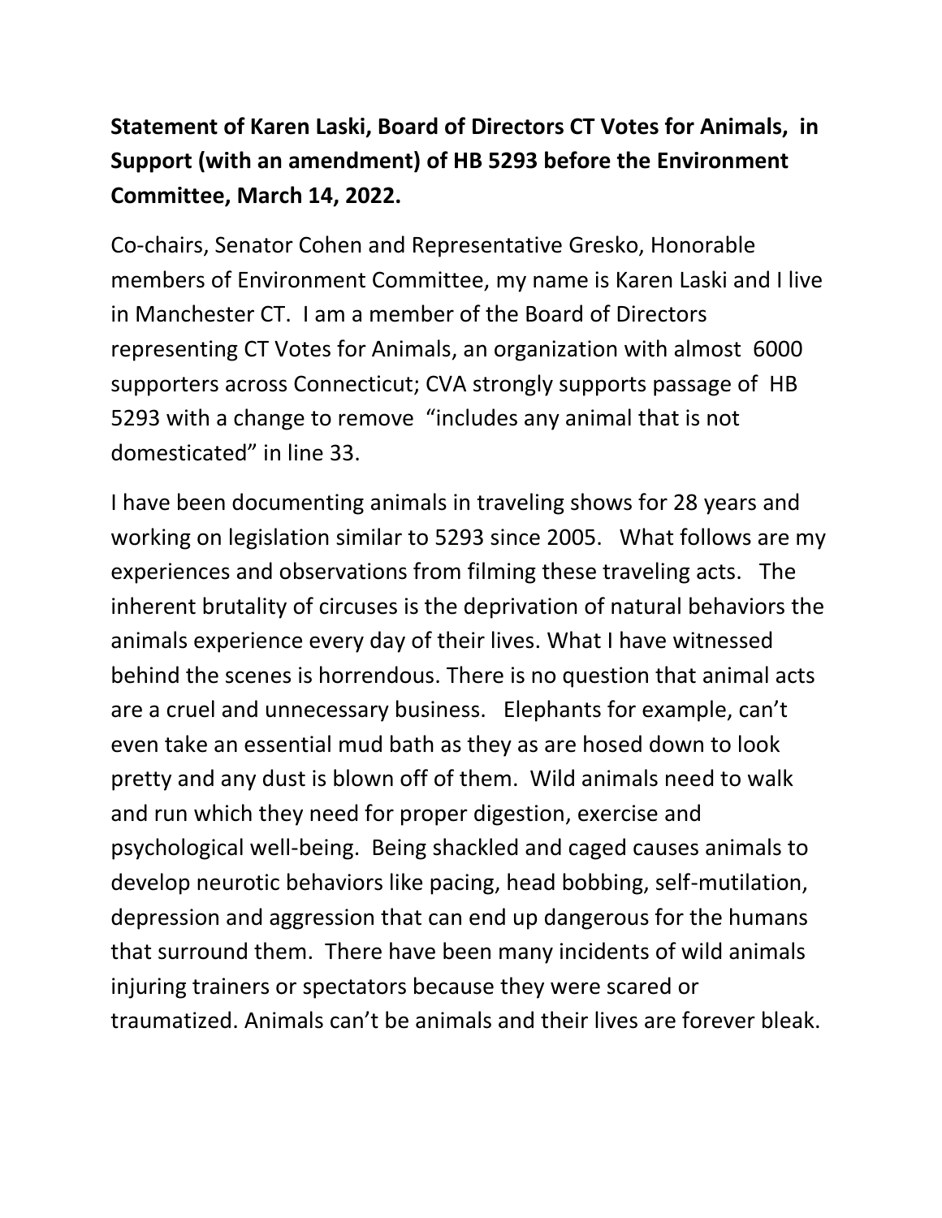**Statement of Karen Laski, Board of Directors CT Votes for Animals, in Support (with an amendment) of HB 5293 before the Environment Committee, March 14, 2022.**

Co-chairs, Senator Cohen and Representative Gresko, Honorable members of Environment Committee, my name is Karen Laski and I live in Manchester CT. I am a member of the Board of Directors representing CT Votes for Animals, an organization with almost 6000 supporters across Connecticut; CVA strongly supports passage of HB 5293 with a change to remove "includes any animal that is not domesticated" in line 33.

I have been documenting animals in traveling shows for 28 years and working on legislation similar to 5293 since 2005. What follows are my experiences and observations from filming these traveling acts. The inherent brutality of circuses is the deprivation of natural behaviors the animals experience every day of their lives. What I have witnessed behind the scenes is horrendous. There is no question that animal acts are a cruel and unnecessary business. Elephants for example, can't even take an essential mud bath as they as are hosed down to look pretty and any dust is blown off of them. Wild animals need to walk and run which they need for proper digestion, exercise and psychological well-being. Being shackled and caged causes animals to develop neurotic behaviors like pacing, head bobbing, self-mutilation, depression and aggression that can end up dangerous for the humans that surround them. There have been many incidents of wild animals injuring trainers or spectators because they were scared or traumatized. Animals can't be animals and their lives are forever bleak.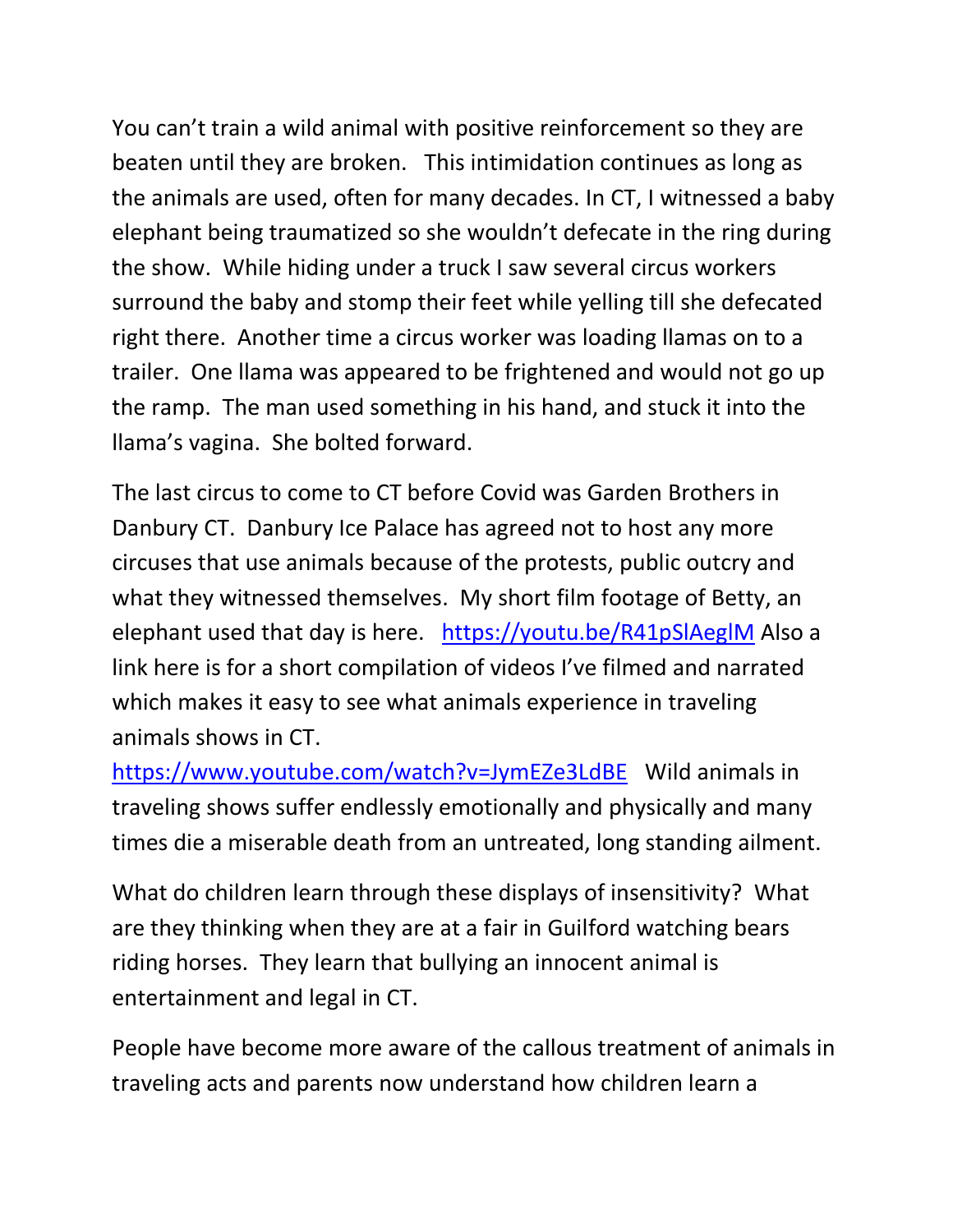You can't train a wild animal with positive reinforcement so they are beaten until they are broken. This intimidation continues as long as the animals are used, often for many decades. In CT, I witnessed a baby elephant being traumatized so she wouldn't defecate in the ring during the show. While hiding under a truck I saw several circus workers surround the baby and stomp their feet while yelling till she defecated right there. Another time a circus worker was loading llamas on to a trailer. One llama was appeared to be frightened and would not go up the ramp. The man used something in his hand, and stuck it into the llama's vagina. She bolted forward.

The last circus to come to CT before Covid was Garden Brothers in Danbury CT. Danbury Ice Palace has agreed not to host any more circuses that use animals because of the protests, public outcry and what they witnessed themselves. My short film footage of Betty, an elephant used that day is here. https://youtu.be/R41pSlAeglM Also a link here is for a short compilation of videos I've filmed and narrated which makes it easy to see what animals experience in traveling animals shows in CT. https://www.youtube.com/watch?v=JymEZe3LdBE Wild animals in traveling shows suffer endlessly emotionally and physically and many times die a miserable death from an untreated, long standing ailment.

What do children learn through these displays of insensitivity? What are they thinking when they are at a fair in Guilford watching bears riding horses. They learn that bullying an innocent animal is entertainment and legal in CT.

People have become more aware of the callous treatment of animals in traveling acts and parents now understand how children learn a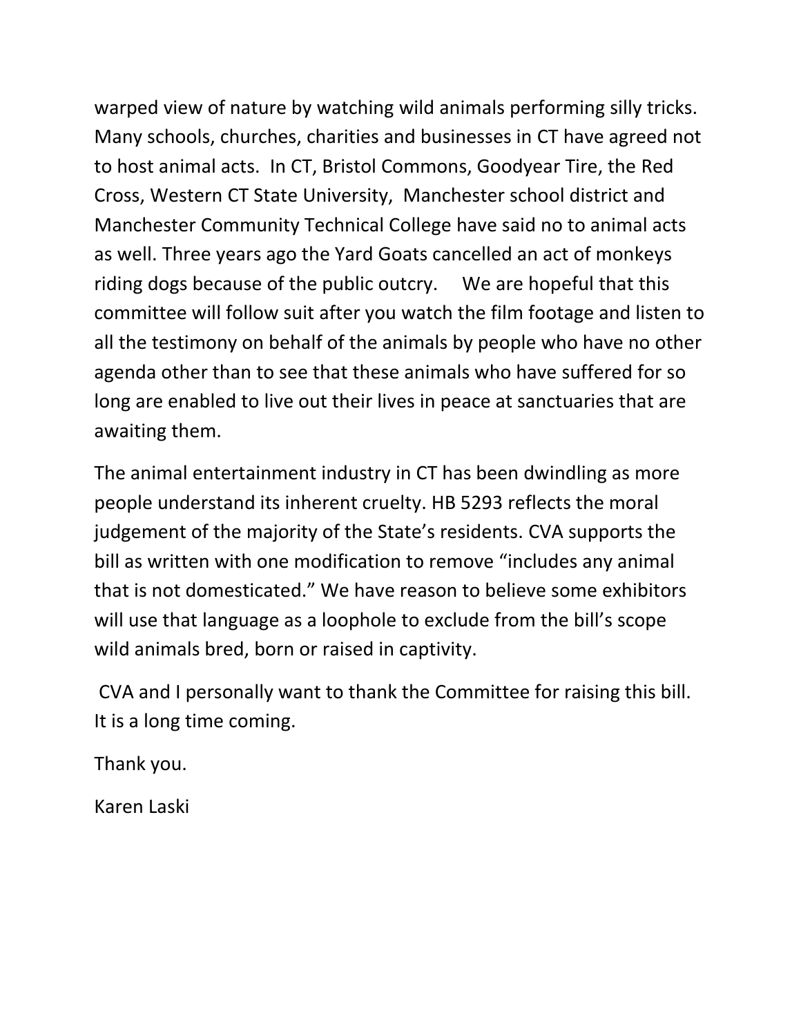warped view of nature by watching wild animals performing silly tricks. Many schools, churches, charities and businesses in CT have agreed not to host animal acts. In CT, Bristol Commons, Goodyear Tire, the Red Cross, Western CT State University, Manchester school district and Manchester Community Technical College have said no to animal acts as well. Three years ago the Yard Goats cancelled an act of monkeys riding dogs because of the public outcry. We are hopeful that this committee will follow suit after you watch the film footage and listen to all the testimony on behalf of the animals by people who have no other agenda other than to see that these animals who have suffered for so long are enabled to live out their lives in peace at sanctuaries that are awaiting them.

The animal entertainment industry in CT has been dwindling as more people understand its inherent cruelty. HB 5293 reflects the moral judgement of the majority of the State's residents. CVA supports the bill as written with one modification to remove "includes any animal that is not domesticated." We have reason to believe some exhibitors will use that language as a loophole to exclude from the bill's scope wild animals bred, born or raised in captivity.

CVA and I personally want to thank the Committee for raising this bill. It is a long time coming.

Thank you.

Karen Laski